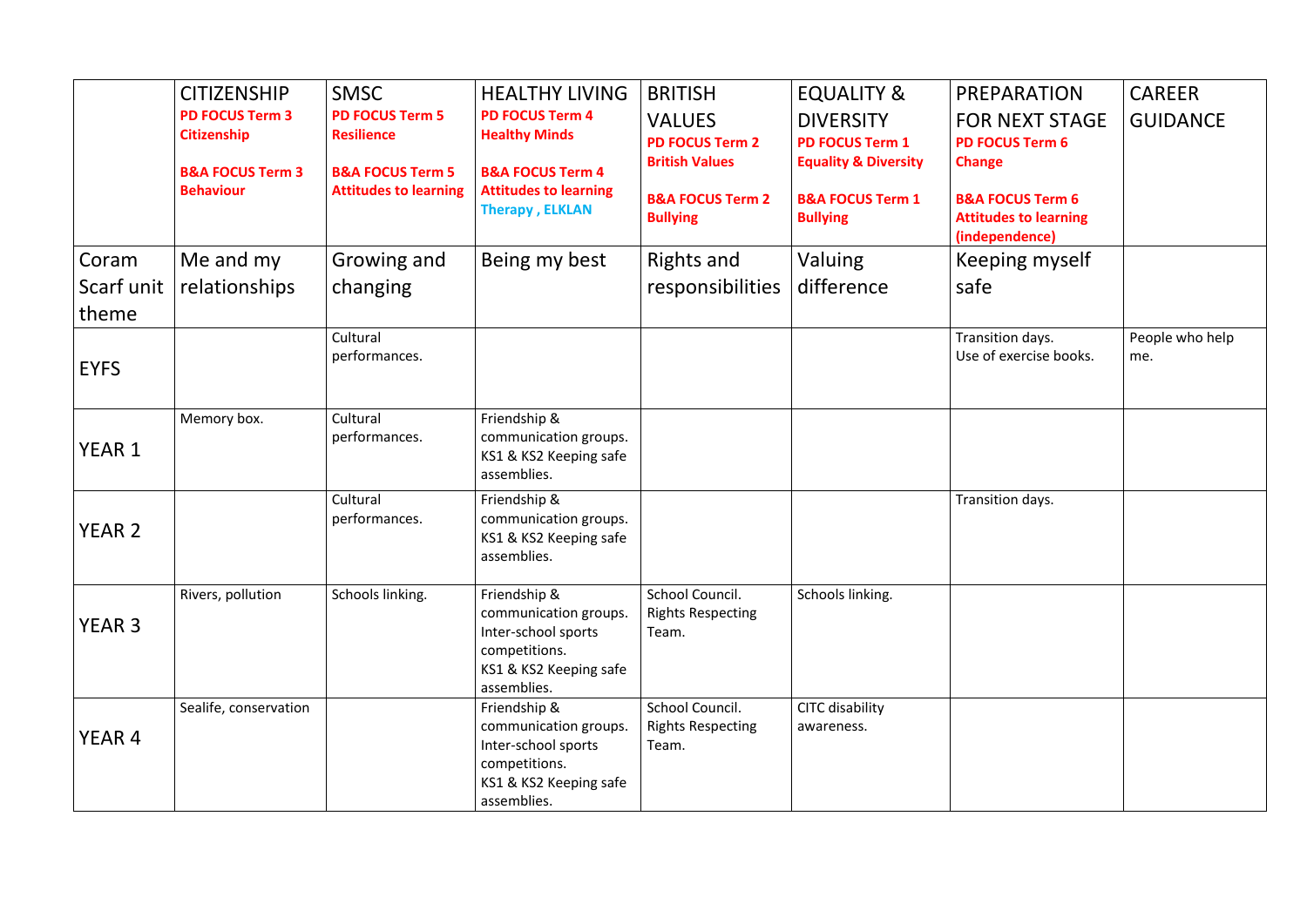| | CITIZENSHIP<br>**PD FOCUS Term 3 Citizenship**<br><br>**B&A FOCUS Term 3 Behaviour** | SMSC<br>**PD FOCUS Term 5 Resilience**<br><br>**B&A FOCUS Term 5 Attitudes to learning** | HEALTHY LIVING<br>**PD FOCUS Term 4 Healthy Minds**<br><br>**B&A FOCUS Term 4 Attitudes to learning**<br>**Therapy , ELKLAN** | BRITISH VALUES<br>**PD FOCUS Term 2 British Values**<br><br>**B&A FOCUS Term 2 Bullying** | EQUALITY & DIVERSITY<br>**PD FOCUS Term 1 Equality & Diversity**<br><br>**B&A FOCUS Term 1 Bullying** | PREPARATION FOR NEXT STAGE<br>**PD FOCUS Term 6 Change**<br><br>**B&A FOCUS Term 6 Attitudes to learning (independence)** | CAREER GUIDANCE |
|---|---|---|---|---|---|---|---|
| Coram Scarf unit theme | Me and my relationships | Growing and changing | Being my best | Rights and responsibilities | Valuing difference | Keeping myself safe | |
| EYFS | | Cultural performances. | | | | Transition days.<br>Use of exercise books. | People who help me. |
| YEAR 1 | Memory box. | Cultural performances. | Friendship & communication groups.<br>KS1 & KS2 Keeping safe assemblies. | | | | |
| YEAR 2 | | Cultural performances. | Friendship & communication groups.<br>KS1 & KS2 Keeping safe assemblies. | | | Transition days. | |
| YEAR 3 | Rivers, pollution | Schools linking. | Friendship & communication groups.<br>Inter-school sports competitions.<br>KS1 & KS2 Keeping safe assemblies. | School Council.<br>Rights Respecting Team. | Schools linking. | | |
| YEAR 4 | Sealife, conservation | | Friendship & communication groups.<br>Inter-school sports competitions.<br>KS1 & KS2 Keeping safe assemblies. | School Council.<br>Rights Respecting Team. | CITC disability awareness. | | |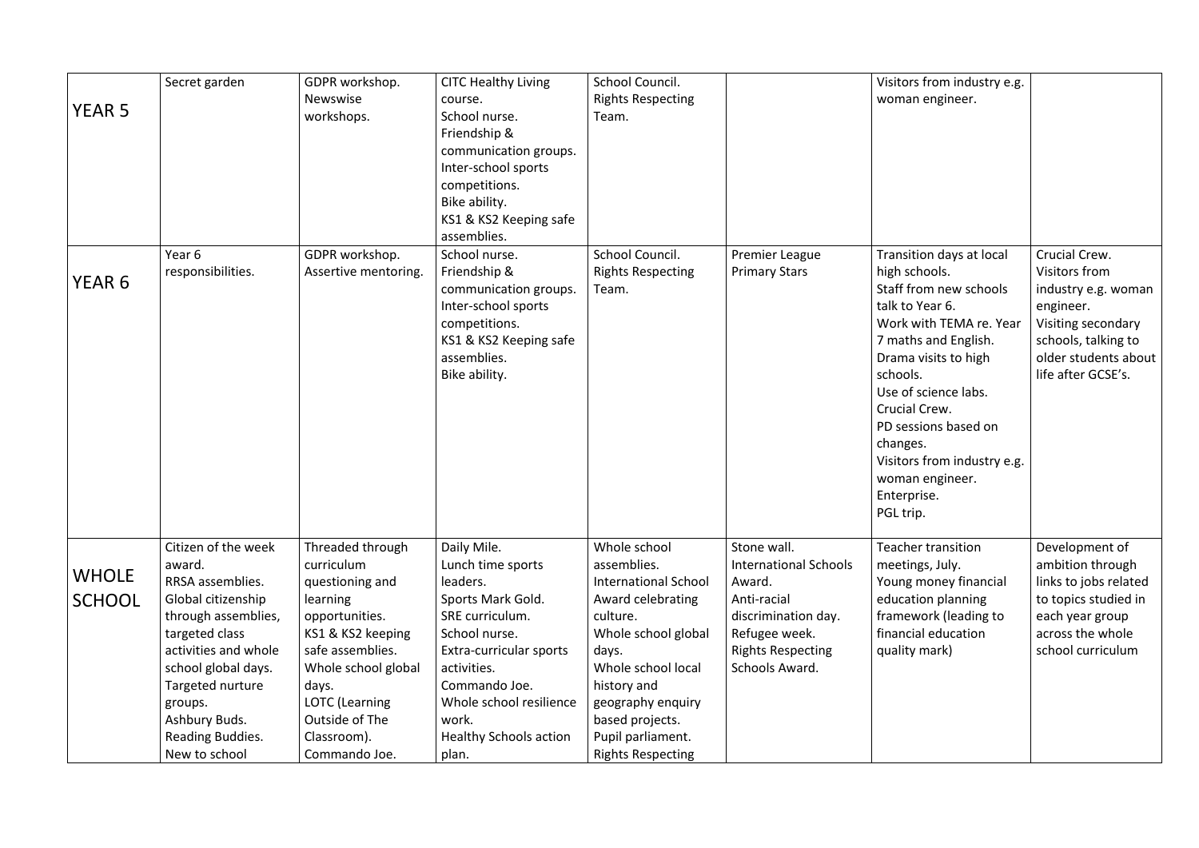| | | | | | | | |
|---|---|---|---|---|---|---|---|
| YEAR 5 | Secret garden | GDPR workshop. Newswise workshops. | CITC Healthy Living course. School nurse. Friendship & communication groups. Inter-school sports competitions. Bike ability. KS1 & KS2 Keeping safe assemblies. | School Council. Rights Respecting Team. | | Visitors from industry e.g. woman engineer. | |
| YEAR 6 | Year 6 responsibilities. | GDPR workshop. Assertive mentoring. | School nurse. Friendship & communication groups. Inter-school sports competitions. KS1 & KS2 Keeping safe assemblies. Bike ability. | School Council. Rights Respecting Team. | Premier League Primary Stars | Transition days at local high schools. Staff from new schools talk to Year 6. Work with TEMA re. Year 7 maths and English. Drama visits to high schools. Use of science labs. Crucial Crew. PD sessions based on changes. Visitors from industry e.g. woman engineer. Enterprise. PGL trip. | Crucial Crew. Visitors from industry e.g. woman engineer. Visiting secondary schools, talking to older students about life after GCSE's. |
| WHOLE SCHOOL | Citizen of the week award. RRSA assemblies. Global citizenship through assemblies, targeted class activities and whole school global days. Targeted nurture groups. Ashbury Buds. Reading Buddies. New to school | Threaded through curriculum questioning and learning opportunities. KS1 & KS2 keeping safe assemblies. Whole school global days. LOTC (Learning Outside of The Classroom). Commando Joe. | Daily Mile. Lunch time sports leaders. Sports Mark Gold. SRE curriculum. School nurse. Extra-curricular sports activities. Commando Joe. Whole school resilience work. Healthy Schools action plan. | Whole school assemblies. International School Award celebrating culture. Whole school global days. Whole school local history and geography enquiry based projects. Pupil parliament. Rights Respecting | Stone wall. International Schools Award. Anti-racial discrimination day. Refugee week. Rights Respecting Schools Award. | Teacher transition meetings, July. Young money financial education planning framework (leading to financial education quality mark) | Development of ambition through links to jobs related to topics studied in each year group across the whole school curriculum |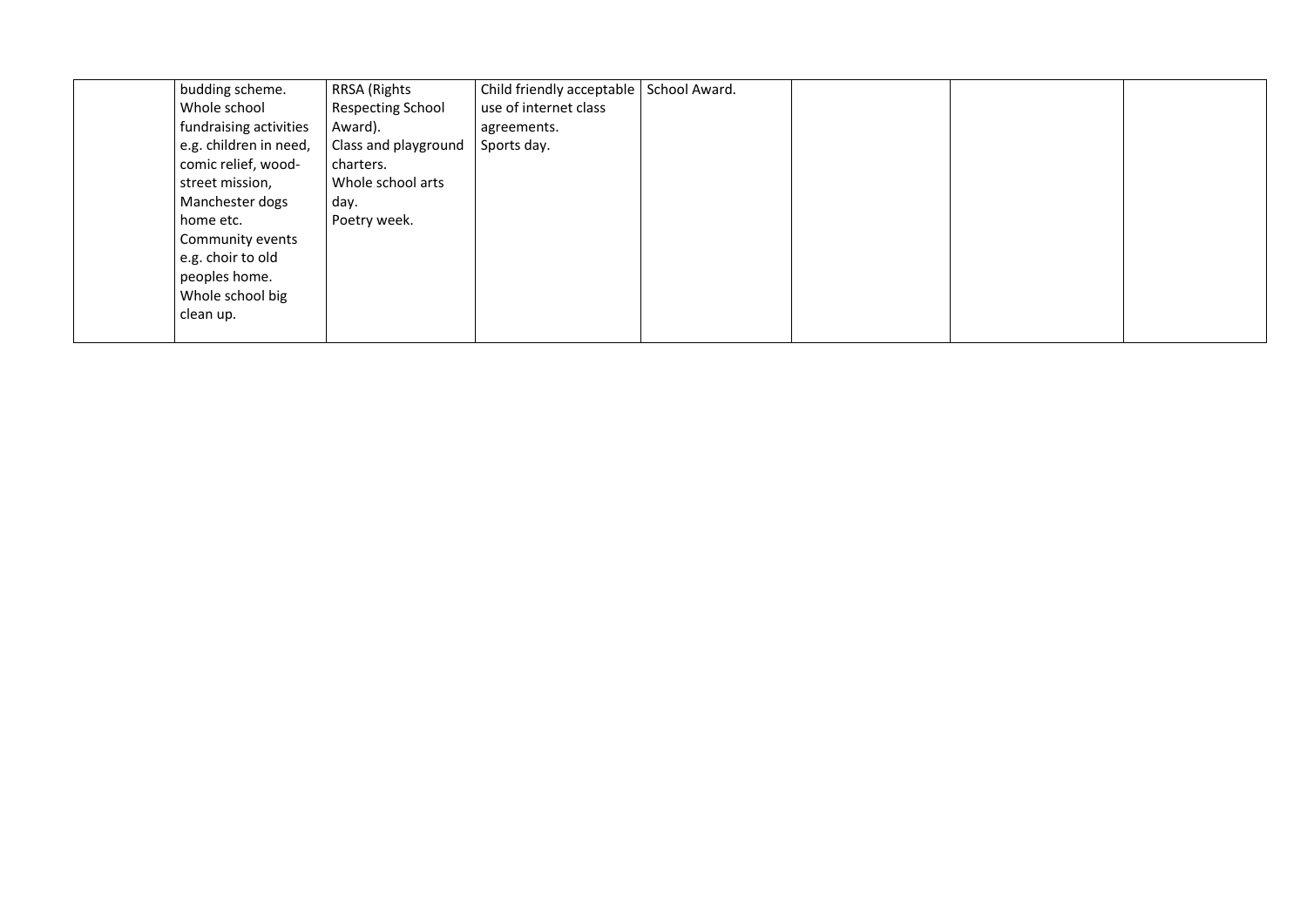| | | | | | | | |
|---|---|---|---|---|---|---|---|
| | budding scheme.<br>Whole school fundraising activities e.g. children in need, comic relief, wood-street mission, Manchester dogs home etc.<br>Community events e.g. choir to old peoples home.<br>Whole school big clean up. | RRSA (Rights Respecting School Award).<br>Class and playground charters.<br>Whole school arts day.<br>Poetry week. | Child friendly acceptable use of internet class agreements.<br>Sports day. | School Award. | | | |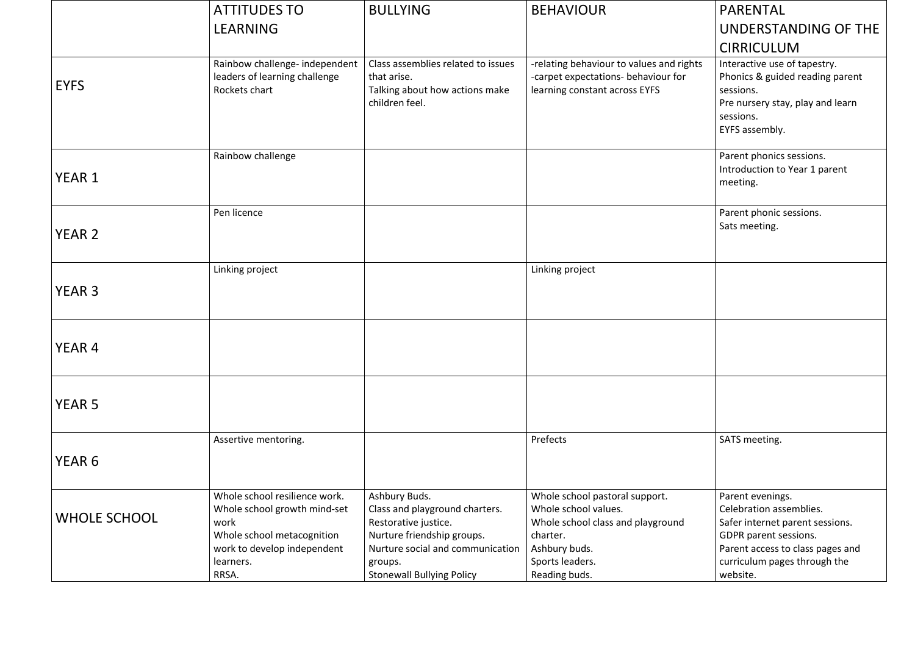| | ATTITUDES TO LEARNING | BULLYING | BEHAVIOUR | PARENTAL UNDERSTANDING OF THE CIRRICULUM |
|---|---|---|---|---|
| EYFS | Rainbow challenge- independent leaders of learning challenge<br>Rockets chart | Class assemblies related to issues that arise.<br>Talking about how actions make children feel. | -relating behaviour to values and rights<br>-carpet expectations- behaviour for learning constant across EYFS | Interactive use of tapestry.<br>Phonics & guided reading parent sessions.<br>Pre nursery stay, play and learn sessions.<br>EYFS assembly. |
| YEAR 1 | Rainbow challenge | | | Parent phonics sessions.<br>Introduction to Year 1 parent meeting. |
| YEAR 2 | Pen licence | | | Parent phonic sessions.<br>Sats meeting. |
| YEAR 3 | Linking project | | Linking project | |
| YEAR 4 | | | | |
| YEAR 5 | | | | |
| YEAR 6 | Assertive mentoring. | | Prefects | SATS meeting. |
| WHOLE SCHOOL | Whole school resilience work.<br>Whole school growth mind-set work<br>Whole school metacognition work to develop independent learners.<br>RRSA. | Ashbury Buds.<br>Class and playground charters.<br>Restorative justice.<br>Nurture friendship groups.<br>Nurture social and communication groups.<br>Stonewall Bullying Policy | Whole school pastoral support.<br>Whole school values.<br>Whole school class and playground charter.<br>Ashbury buds.<br>Sports leaders.<br>Reading buds. | Parent evenings.<br>Celebration assemblies.<br>Safer internet parent sessions.<br>GDPR parent sessions.<br>Parent access to class pages and curriculum pages through the website. |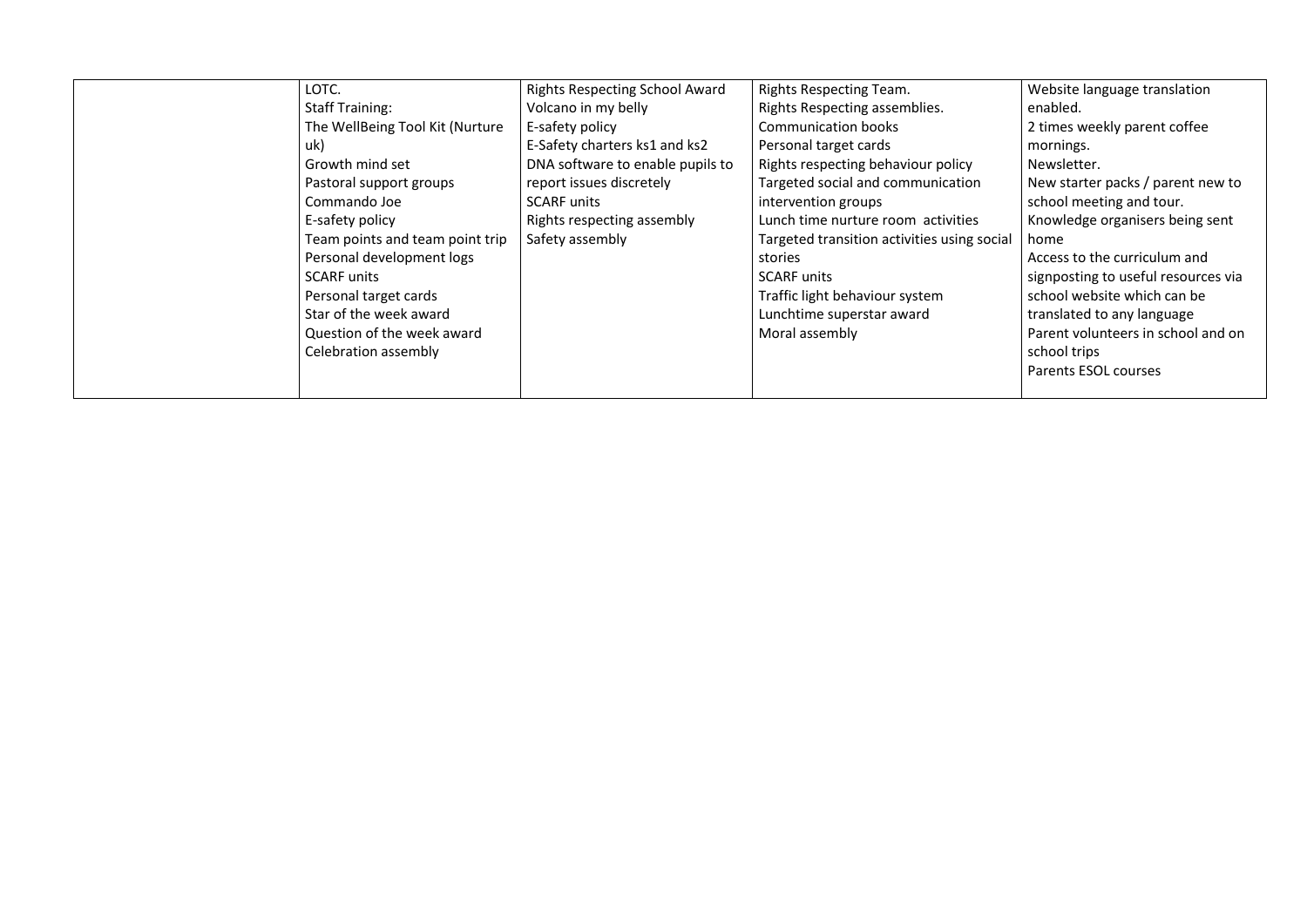| | | | | |
|---|---|---|---|---|
| | LOTC.<br>Staff Training:<br>The WellBeing Tool Kit (Nurture uk)<br>Growth mind set<br>Pastoral support groups<br>Commando Joe<br>E-safety policy<br>Team points and team point trip<br>Personal development logs<br>SCARF units<br>Personal target cards<br>Star of the week award<br>Question of the week award<br>Celebration assembly | Rights Respecting School Award<br>Volcano in my belly<br>E-safety policy<br>E-Safety charters ks1 and ks2<br>DNA software to enable pupils to report issues discretely<br>SCARF units<br>Rights respecting assembly<br>Safety assembly | Rights Respecting Team.<br>Rights Respecting assemblies.<br>Communication books<br>Personal target cards<br>Rights respecting behaviour policy<br>Targeted social and communication intervention groups<br>Lunch time nurture room activities<br>Targeted transition activities using social stories<br>SCARF units<br>Traffic light behaviour system<br>Lunchtime superstar award<br>Moral assembly | Website language translation enabled.<br>2 times weekly parent coffee mornings.<br>Newsletter.<br>New starter packs / parent new to school meeting and tour.<br>Knowledge organisers being sent home<br>Access to the curriculum and signposting to useful resources via school website which can be translated to any language<br>Parent volunteers in school and on school trips<br>Parents ESOL courses |